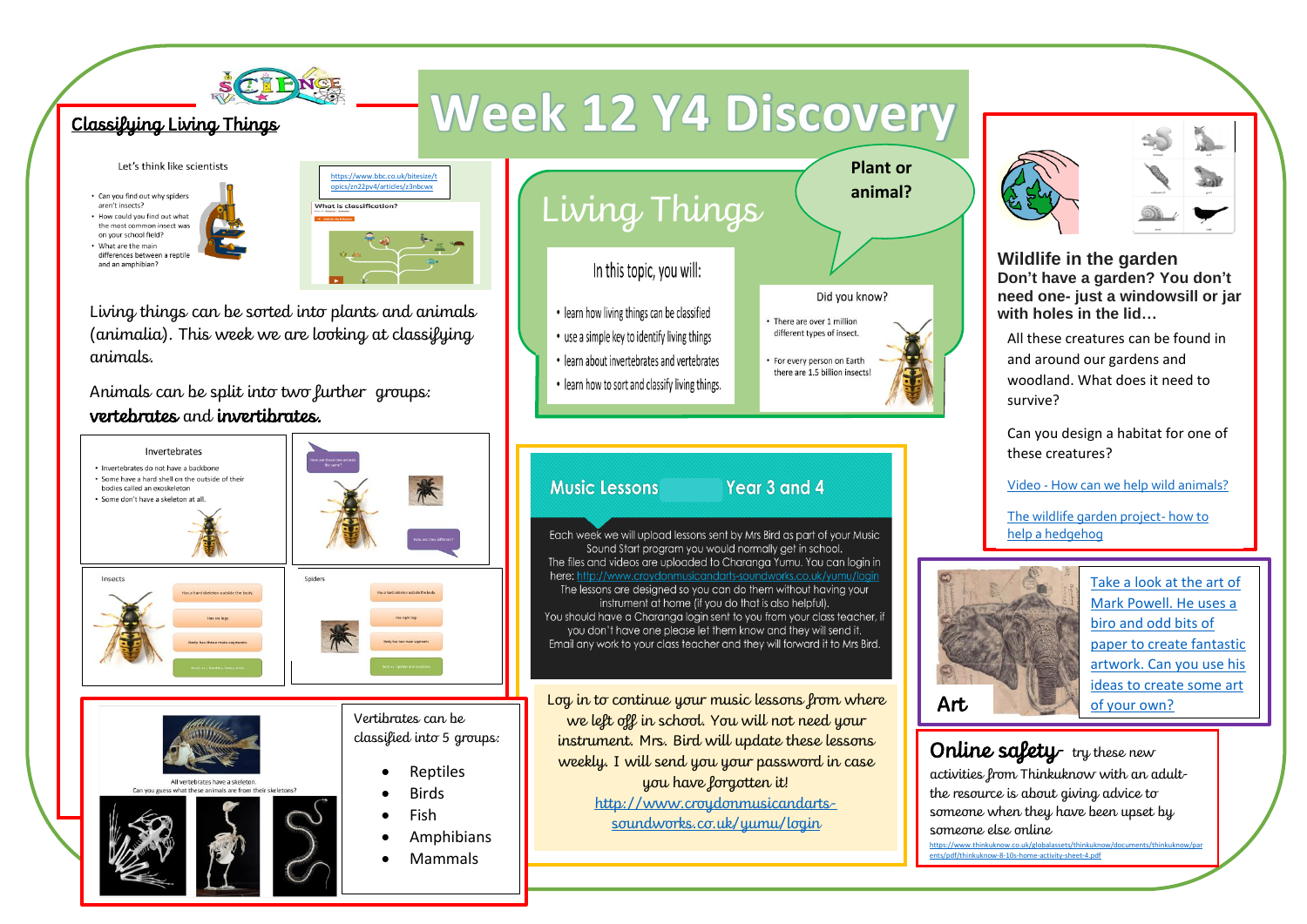# Week 12 Y4 Discovery

## Classifying Living Things

Let's think like scientists

- Can you find out why spiders aren't insects?
- How could you find out what the most common insect was on your school field?
- What are the main differences between a reptile and an amphibian?

https://www.bbc.co.uk/bitesize/topics/zn22pv4/articles/z3nbcwx

What is classification?

Living things can be sorted into plants and animals (animalia). This week we are looking at classifying animals.

Animals can be split into two further groups: **vertebrates** and **invertibrates.**

Invertebrates

- Invertebrates do not have a backbone
- Some have a hard shell on the outside of their bodies called an exoskeleton
- Some don't have a skeleton at all.

Insects

Spiders

All vertebrates have a skeleton.
Can you guess what these animals are from their skeletons?

Vertibrates can be classified into 5 groups:

- Reptiles
- Birds
- Fish
- Amphibians
- Mammals

## Living Things

Plant or animal?

In this topic, you will:

- learn how living things can be classified
- use a simple key to identify living things
- learn about invertebrates and vertebrates
- learn how to sort and classify living things.

Did you know?

- There are over 1 million different types of insect.
- For every person on Earth there are 1.5 billion insects!

## Music Lessons Year 3 and 4

Each week we will upload lessons sent by Mrs Bird as part of your Music Sound Start program you would normally get in school.
The files and videos are uploaded to Charanga Yumu. You can login in here: http://www.croydonmusicandarts-soundworks.co.uk/yumu/login
The lessons are designed so you can do them without having your instrument at home (if you do that is also helpful).
You should have a Charanga login sent to you from your class teacher, if you don't have one please let them know and they will send it.
Email any work to your class teacher and they will forward it to Mrs Bird.

Log in to continue your music lessons from where we left off in school. You will not need your instrument. Mrs. Bird will update these lessons weekly. I will send you your password in case you have forgotten it!
http://www.croydonmusicandarts-soundworks.co.uk/yumu/login

## Wildlife in the garden

**Don't have a garden? You don't need one- just a windowsill or jar with holes in the lid…**

All these creatures can be found in and around our gardens and woodland. What does it need to survive?

Can you design a habitat for one of these creatures?

Video - How can we help wild animals?

The wildlife garden project- how to help a hedgehog

## Art

Take a look at the art of Mark Powell. He uses a biro and odd bits of paper to create fantastic artwork. Can you use his ideas to create some art of your own?

## Online safety

try these new activities from Thinkuknow with an adult- the resource is about giving advice to someone when they have been upset by someone else online

https://www.thinkuknow.co.uk/globalassets/thinkuknow/documents/thinkuknow/parents/pdf/thinkuknow-8-10s-home-activity-sheet-4.pdf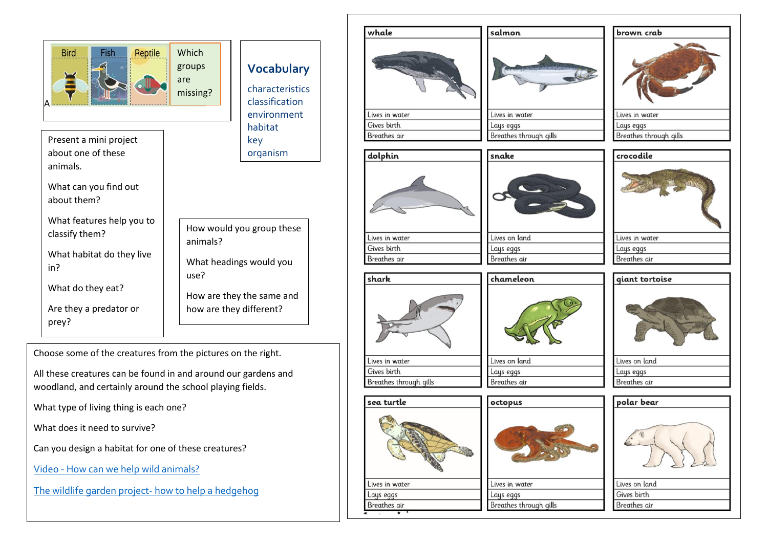| Bird | Fish | Reptile | Which groups are missing? |
|---|---|---|---|

A

## Vocabulary

- characteristics
- classification
- environment
- habitat
- key
- organism

Present a mini project about one of these animals.

What can you find out about them?

What features help you to classify them?

What habitat do they live in?

What do they eat?

Are they a predator or prey?

How would you group these animals?

What headings would you use?

How are they the same and how are they different?

Choose some of the creatures from the pictures on the right.

All these creatures can be found in and around our gardens and woodland, and certainly around the school playing fields.

What type of living thing is each one?

What does it need to survive?

Can you design a habitat for one of these creatures?

[Video - How can we help wild animals?]()

[The wildlife garden project- how to help a hedgehog]()

| Animal | Habitat | Reproduction | Breathing |
|---|---|---|---|
| whale | Lives in water | Gives birth | Breathes air |
| salmon | Lives in water | Lays eggs | Breathes through gills |
| brown crab | Lives in water | Lays eggs | Breathes through gills |
| dolphin | Lives in water | Gives birth | Breathes air |
| snake | Lives on land | Lays eggs | Breathes air |
| crocodile | Lives in water | Lays eggs | Breathes air |
| shark | Lives in water | Gives birth | Breathes through gills |
| chameleon | Lives on land | Lays eggs | Breathes air |
| giant tortoise | Lives on land | Lays eggs | Breathes air |
| sea turtle | Lives in water | Lays eggs | Breathes air |
| octopus | Lives in water | Lays eggs | Breathes through gills |
| polar bear | Lives on land | Gives birth | Breathes air |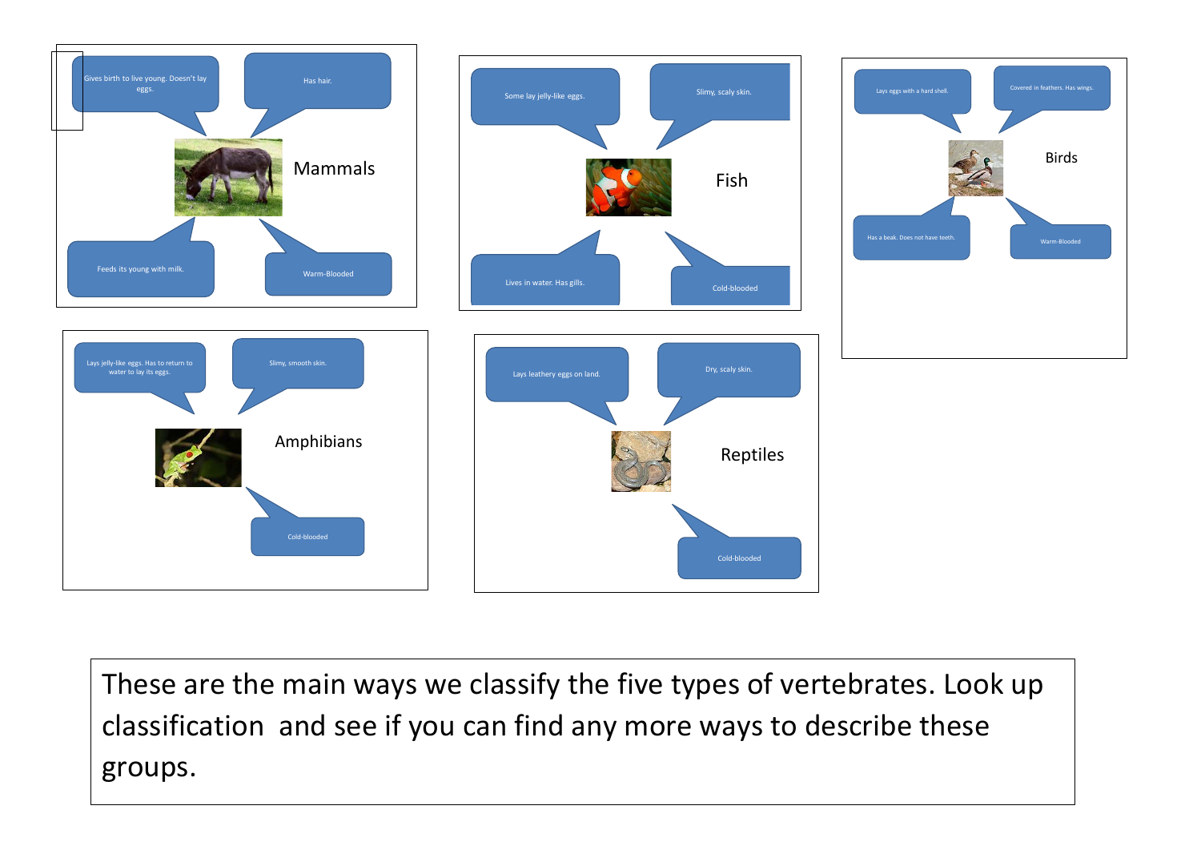## Mammals

- Gives birth to live young. Doesn't lay eggs.
- Has hair.
- Feeds its young with milk.
- Warm-Blooded

## Fish

- Some lay jelly-like eggs.
- Slimy, scaly skin.
- Lives in water. Has gills.
- Cold-blooded

## Birds

- Lays eggs with a hard shell.
- Covered in feathers. Has wings.
- Has a beak. Does not have teeth.
- Warm-Blooded

## Amphibians

- Lays jelly-like eggs. Has to return to water to lay its eggs.
- Slimy, smooth skin.
- Cold-blooded

## Reptiles

- Lays leathery eggs on land.
- Dry, scaly skin.
- Cold-blooded

These are the main ways we classify the five types of vertebrates. Look up classification and see if you can find any more ways to describe these groups.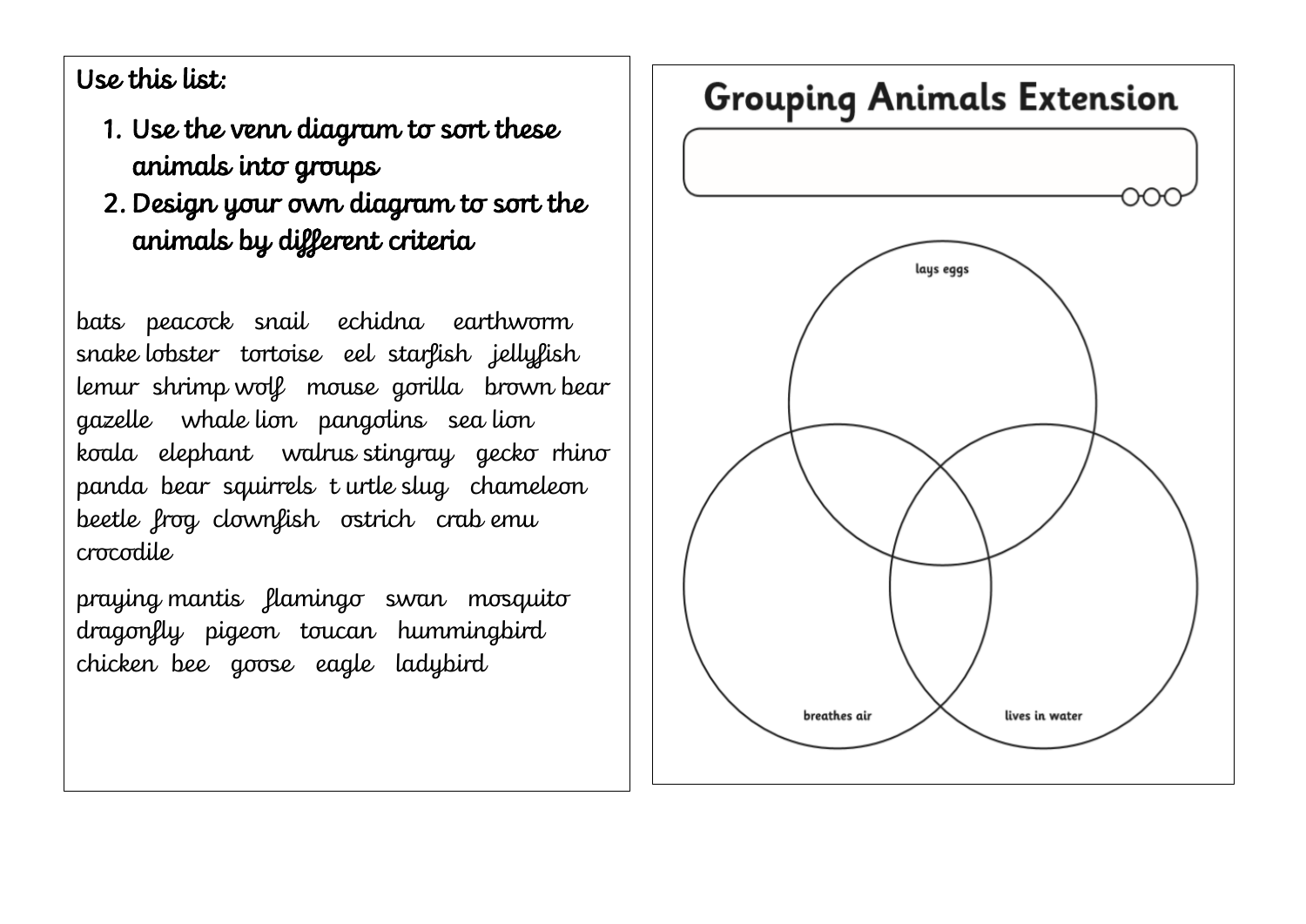Use this list:

1. Use the venn diagram to sort these animals into groups
2. Design your own diagram to sort the animals by different criteria

bats peacock snail echidna earthworm snake lobster tortoise eel starfish jellyfish lemur shrimp wolf mouse gorilla brown bear gazelle whale lion pangolins sea lion koala elephant walrus stingray gecko rhino panda bear squirrels t urtle slug chameleon beetle frog clownfish ostrich crab emu crocodile

praying mantis flamingo swan mosquito dragonfly pigeon toucan hummingbird chicken bee goose eagle ladybird

# Grouping Animals Extension

lays eggs

breathes air

lives in water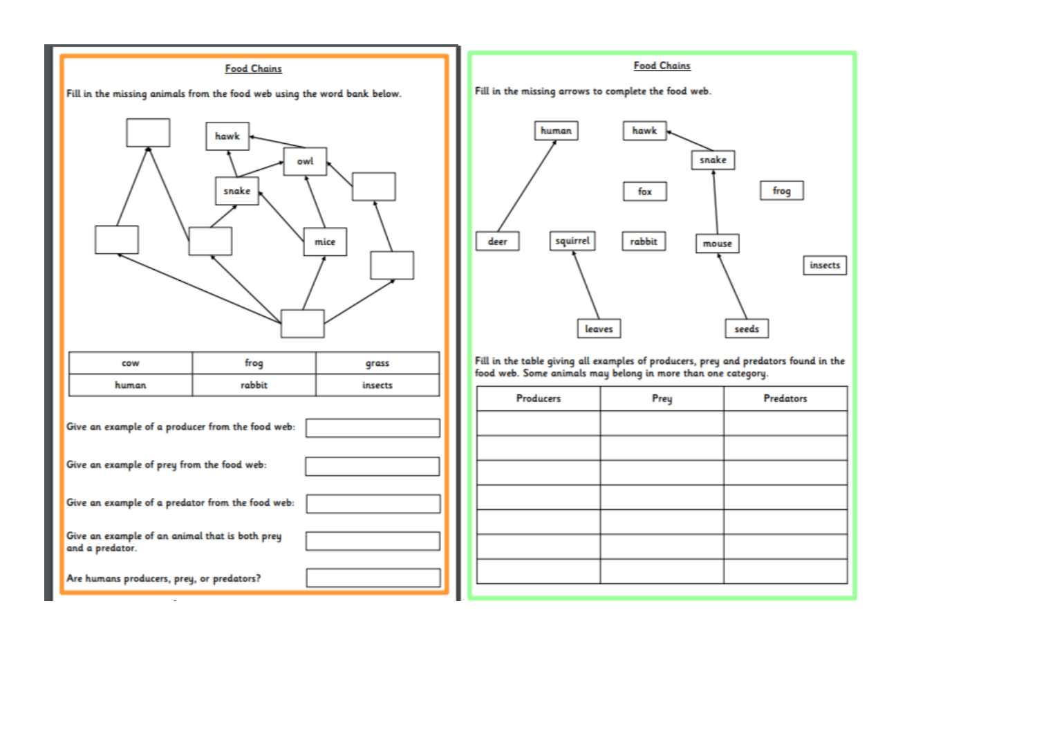## Food Chains

Fill in the missing animals from the food web using the word bank below.

hawk

owl

snake

mice

| | | |
|---|---|---|
| cow | frog | grass |
| human | rabbit | insects |

Give an example of a producer from the food web:

Give an example of prey from the food web:

Give an example of a predator from the food web:

Give an example of an animal that is both prey and a predator.

Are humans producers, prey, or predators?

## Food Chains

Fill in the missing arrows to complete the food web.

human

hawk

snake

fox

frog

deer

squirrel

rabbit

mouse

insects

leaves

seeds

Fill in the table giving all examples of producers, prey and predators found in the food web. Some animals may belong in more than one category.

| Producers | Prey | Predators |
|---|---|---|
| | | |
| | | |
| | | |
| | | |
| | | |
| | | |
| | | |